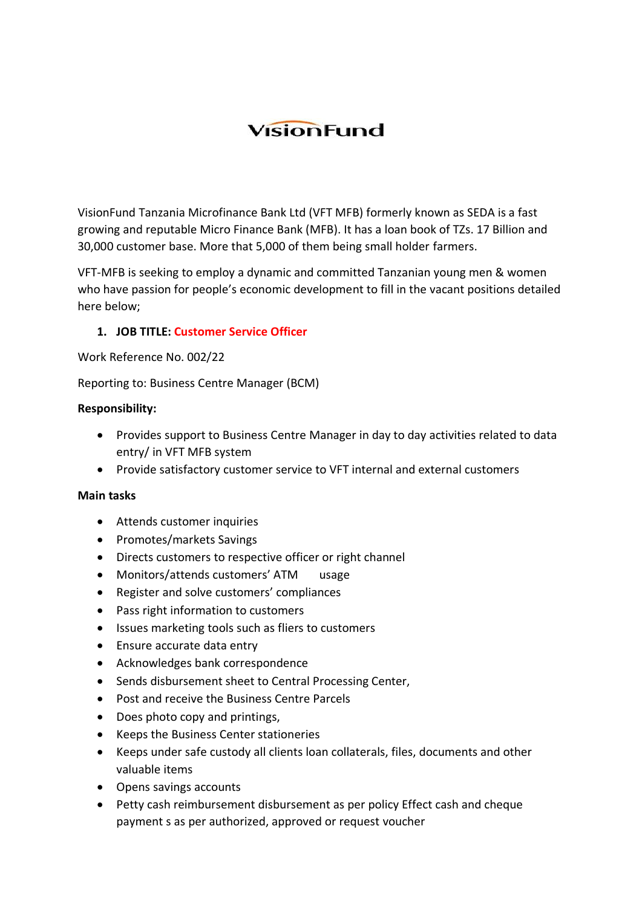VisionFund

VisionFund Tanzania Microfinance Bank Ltd (VFT MFB) formerly known as SEDA is a fast growing and reputable Micro Finance Bank (MFB). It has a loan book of TZs. 17 Billion and 30,000 customer base. More that 5,000 of them being small holder farmers.

VFT-MFB is seeking to employ a dynamic and committed Tanzanian young men & women who have passion for people's economic development to fill in the vacant positions detailed here below;

1. **JOB TITLE: Customer Service Officer**

Work Reference No. 002/22

Reporting to: Business Centre Manager (BCM)

**Responsibility:**

- Provides support to Business Centre Manager in day to day activities related to data entry/ in VFT MFB system
- Provide satisfactory customer service to VFT internal and external customers

**Main tasks**

- Attends customer inquiries
- Promotes/markets Savings
- Directs customers to respective officer or right channel
- Monitors/attends customers' ATM usage
- Register and solve customers' compliances
- Pass right information to customers
- Issues marketing tools such as fliers to customers
- Ensure accurate data entry
- Acknowledges bank correspondence
- Sends disbursement sheet to Central Processing Center,
- Post and receive the Business Centre Parcels
- Does photo copy and printings,
- Keeps the Business Center stationeries
- Keeps under safe custody all clients loan collaterals, files, documents and other valuable items
- Opens savings accounts
- Petty cash reimbursement disbursement as per policy Effect cash and cheque payment s as per authorized, approved or request voucher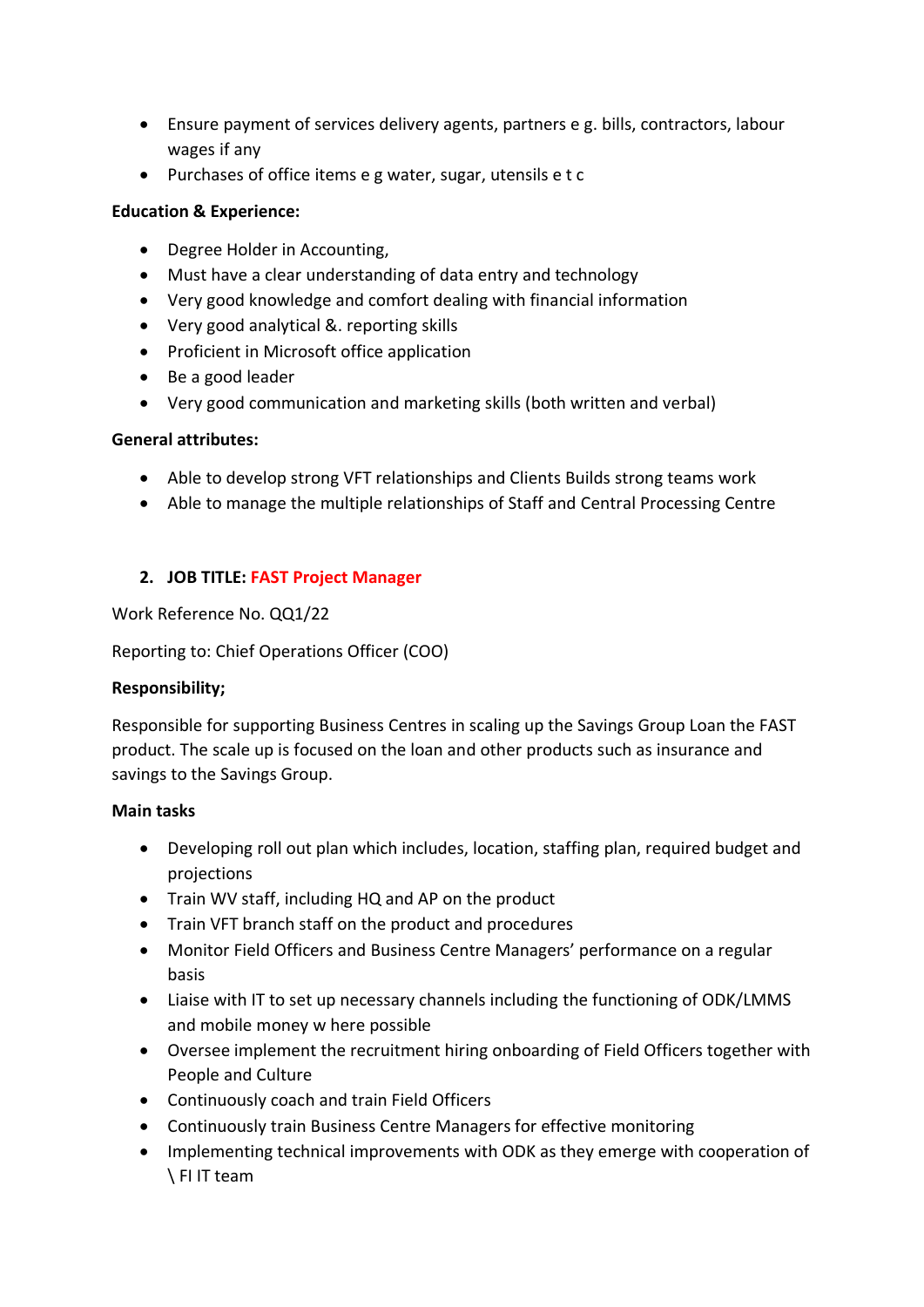- Ensure payment of services delivery agents, partners e g. bills, contractors, labour wages if any
- Purchases of office items e g water, sugar, utensils e t c

**Education & Experience:**

- Degree Holder in Accounting,
- Must have a clear understanding of data entry and technology
- Very good knowledge and comfort dealing with financial information
- Very good analytical &. reporting skills
- Proficient in Microsoft office application
- Be a good leader
- Very good communication and marketing skills (both written and verbal)

**General attributes:**

- Able to develop strong VFT relationships and Clients Builds strong teams work
- Able to manage the multiple relationships of Staff and Central Processing Centre

## 2. JOB TITLE: FAST Project Manager

Work Reference No. QQ1/22

Reporting to: Chief Operations Officer (COO)

**Responsibility;**

Responsible for supporting Business Centres in scaling up the Savings Group Loan the FAST product. The scale up is focused on the loan and other products such as insurance and savings to the Savings Group.

**Main tasks**

- Developing roll out plan which includes, location, staffing plan, required budget and projections
- Train WV staff, including HQ and AP on the product
- Train VFT branch staff on the product and procedures
- Monitor Field Officers and Business Centre Managers' performance on a regular basis
- Liaise with IT to set up necessary channels including the functioning of ODK/LMMS and mobile money w here possible
- Oversee implement the recruitment hiring onboarding of Field Officers together with People and Culture
- Continuously coach and train Field Officers
- Continuously train Business Centre Managers for effective monitoring
- Implementing technical improvements with ODK as they emerge with cooperation of \ FI IT team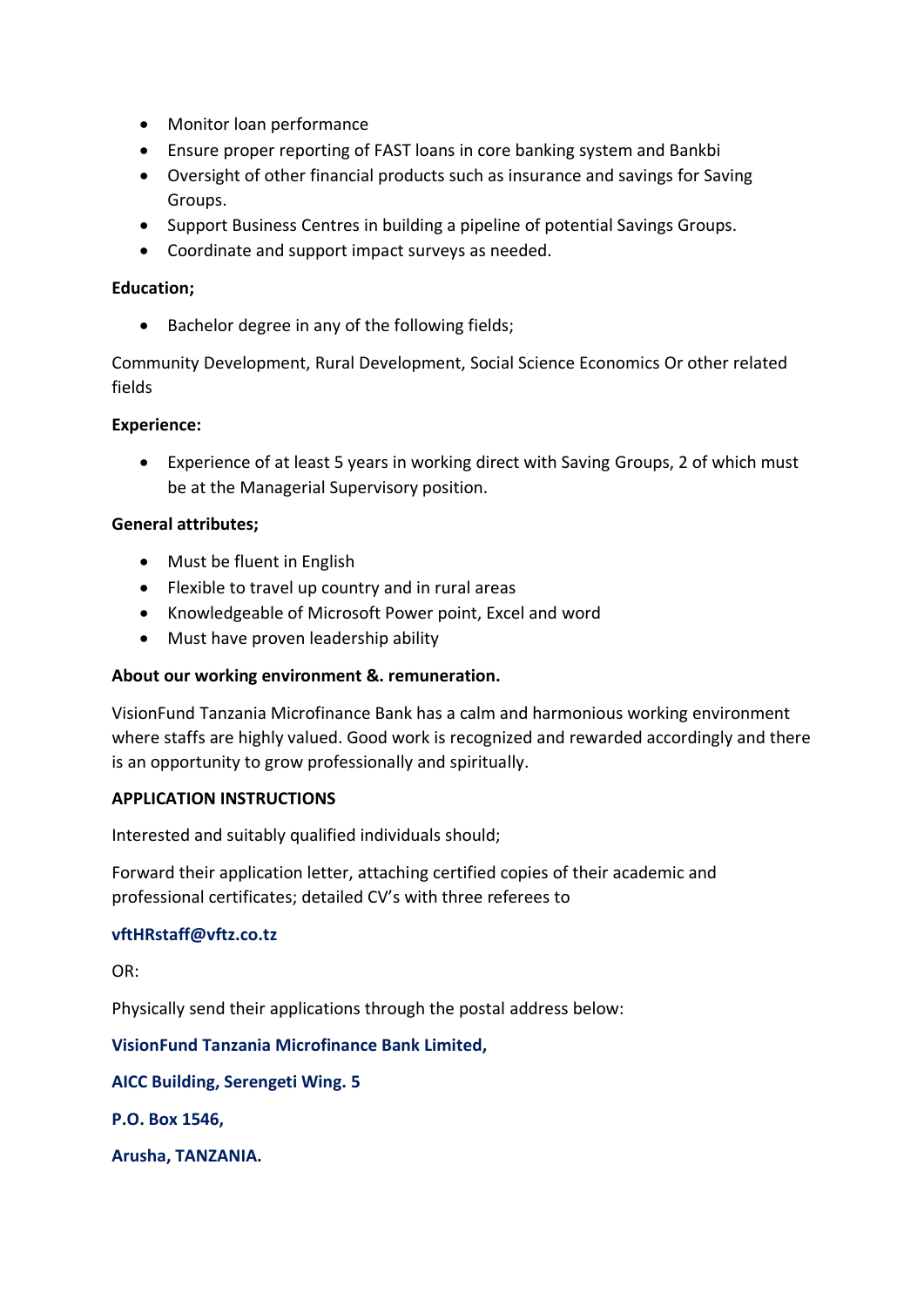- Monitor loan performance
- Ensure proper reporting of FAST loans in core banking system and Bankbi
- Oversight of other financial products such as insurance and savings for Saving Groups.
- Support Business Centres in building a pipeline of potential Savings Groups.
- Coordinate and support impact surveys as needed.

**Education;**

- Bachelor degree in any of the following fields;

Community Development, Rural Development, Social Science Economics Or other related fields

**Experience:**

- Experience of at least 5 years in working direct with Saving Groups, 2 of which must be at the Managerial Supervisory position.

**General attributes;**

- Must be fluent in English
- Flexible to travel up country and in rural areas
- Knowledgeable of Microsoft Power point, Excel and word
- Must have proven leadership ability

**About our working environment &. remuneration.**

VisionFund Tanzania Microfinance Bank has a calm and harmonious working environment where staffs are highly valued. Good work is recognized and rewarded accordingly and there is an opportunity to grow professionally and spiritually.

**APPLICATION INSTRUCTIONS**

Interested and suitably qualified individuals should;

Forward their application letter, attaching certified copies of their academic and professional certificates; detailed CV's with three referees to

**vftHRstaff@vftz.co.tz**

OR:

Physically send their applications through the postal address below:

**VisionFund Tanzania Microfinance Bank Limited,**

**AICC Building, Serengeti Wing. 5**

**P.O. Box 1546,**

**Arusha, TANZANIA.**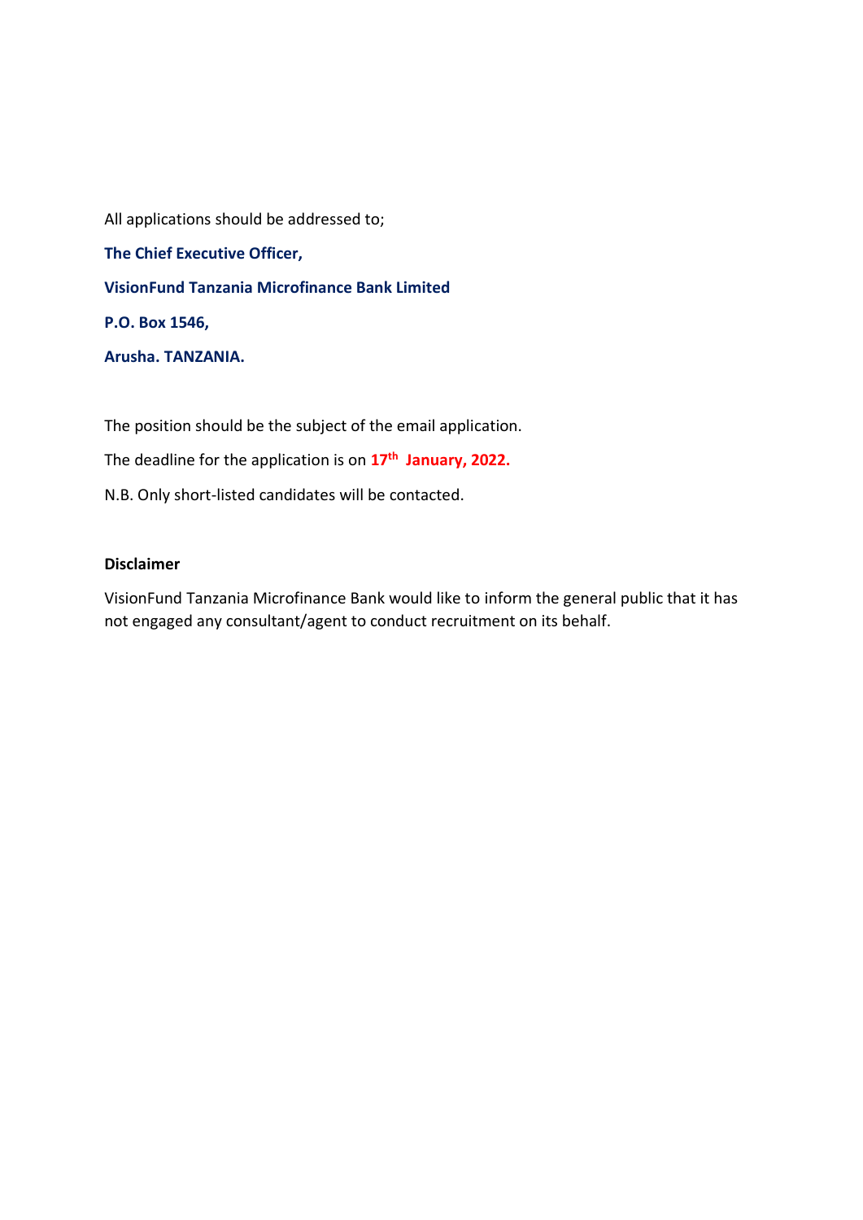All applications should be addressed to;

**The Chief Executive Officer,**

**VisionFund Tanzania Microfinance Bank Limited**

**P.O. Box 1546,**

**Arusha. TANZANIA.**

The position should be the subject of the email application.

The deadline for the application is on **17th January, 2022.**

N.B. Only short-listed candidates will be contacted.

**Disclaimer**

VisionFund Tanzania Microfinance Bank would like to inform the general public that it has not engaged any consultant/agent to conduct recruitment on its behalf.